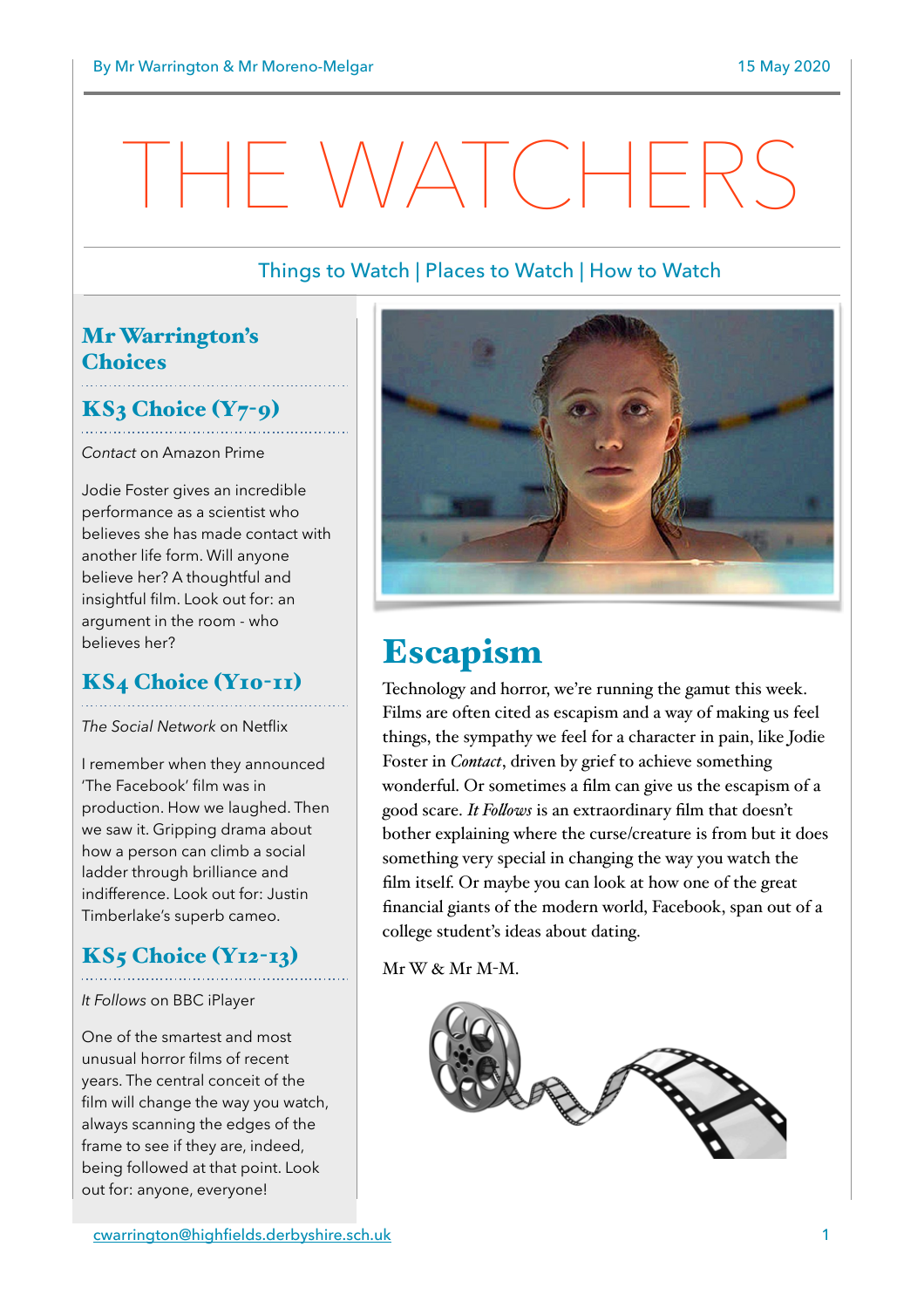By Mr Warrington & Mr Moreno-Melgar

15 May 2020

# THE WATCHERS

Things to Watch | Places to Watch | How to Watch

## Mr Warrington's Choices

### KS3 Choice (Y7-9)

*Contact* on Amazon Prime

Jodie Foster gives an incredible performance as a scientist who believes she has made contact with another life form. Will anyone believe her? A thoughtful and insightful film. Look out for: an argument in the room - who believes her?

### KS4 Choice (Y10-11)

*The Social Network* on Netflix

I remember when they announced 'The Facebook' film was in production. How we laughed. Then we saw it. Gripping drama about how a person can climb a social ladder through brilliance and indifference. Look out for: Justin Timberlake's superb cameo.

### KS5 Choice (Y12-13)

*It Follows* on BBC iPlayer

One of the smartest and most unusual horror films of recent years. The central conceit of the film will change the way you watch, always scanning the edges of the frame to see if they are, indeed, being followed at that point. Look out for: anyone, everyone!

## Escapism

Technology and horror, we're running the gamut this week. Films are often cited as escapism and a way of making us feel things, the sympathy we feel for a character in pain, like Jodie Foster in *Contact*, driven by grief to achieve something wonderful. Or sometimes a film can give us the escapism of a good scare. *It Follows* is an extraordinary film that doesn't bother explaining where the curse/creature is from but it does something very special in changing the way you watch the film itself. Or maybe you can look at how one of the great financial giants of the modern world, Facebook, span out of a college student's ideas about dating.

Mr W & Mr M-M.

cwarrington@highfields.derbyshire.sch.uk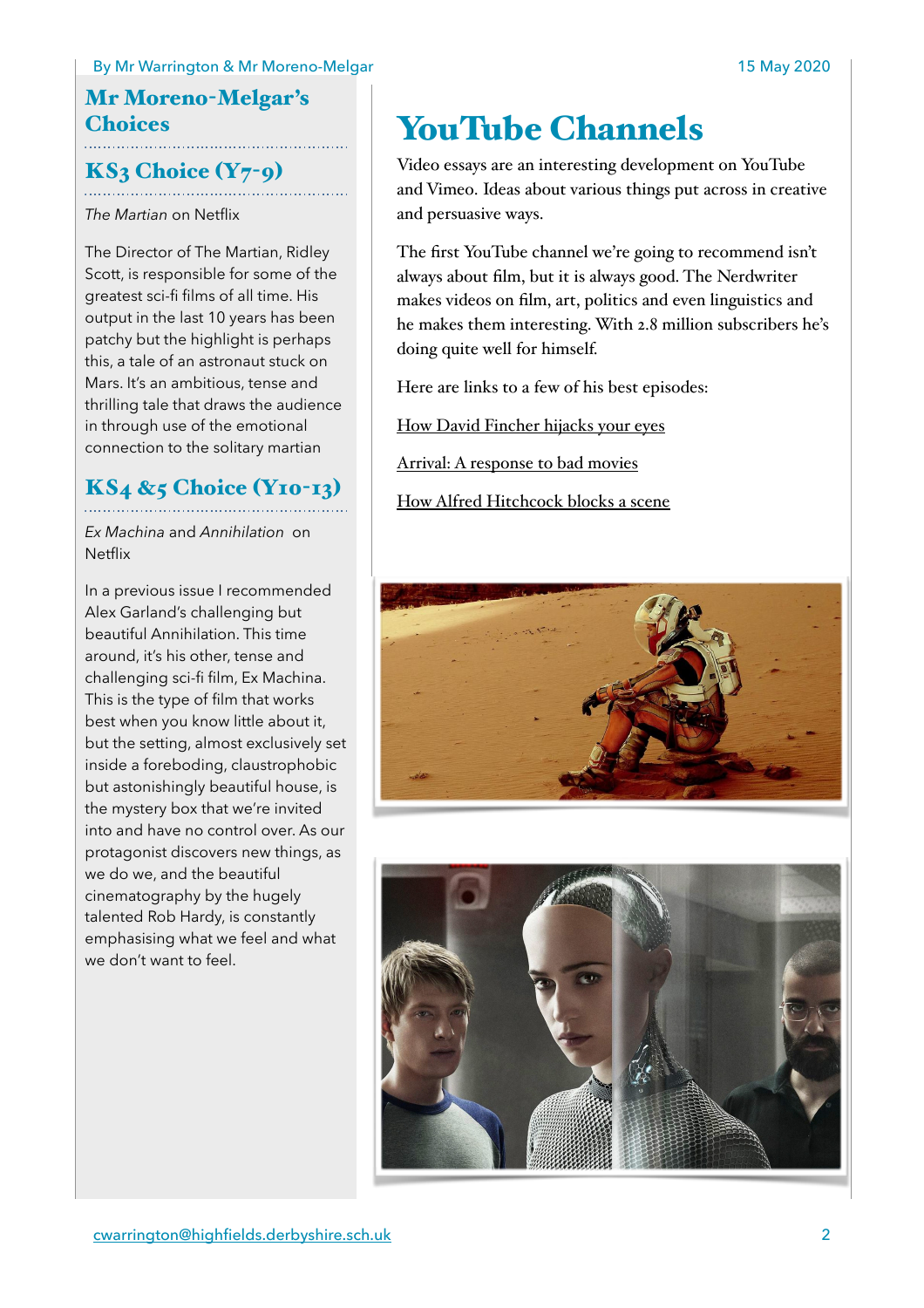## Mr Moreno-Melgar's Choices

### KS3 Choice (Y7-9)

*The Martian* on Netflix

The Director of The Martian, Ridley Scott, is responsible for some of the greatest sci-fi films of all time. His output in the last 10 years has been patchy but the highlight is perhaps this, a tale of an astronaut stuck on Mars. It's an ambitious, tense and thrilling tale that draws the audience in through use of the emotional connection to the solitary martian

### KS4 &5 Choice (Y10-13)

*Ex Machina* and *Annihilation* on Netflix

In a previous issue I recommended Alex Garland's challenging but beautiful Annihilation. This time around, it's his other, tense and challenging sci-fi film, Ex Machina. This is the type of film that works best when you know little about it, but the setting, almost exclusively set inside a foreboding, claustrophobic but astonishingly beautiful house, is the mystery box that we're invited into and have no control over. As our protagonist discovers new things, as we do we, and the beautiful cinematography by the hugely talented Rob Hardy, is constantly emphasising what we feel and what we don't want to feel.

# YouTube Channels

Video essays are an interesting development on YouTube and Vimeo. Ideas about various things put across in creative and persuasive ways.

The first YouTube channel we're going to recommend isn't always about film, but it is always good. The Nerdwriter makes videos on film, art, politics and even linguistics and he makes them interesting. With 2.8 million subscribers he's doing quite well for himself.

Here are links to a few of his best episodes:

How David Fincher hijacks your eyes

Arrival: A response to bad movies

How Alfred Hitchcock blocks a scene

cwarrington@highfields.derbyshire.sch.uk